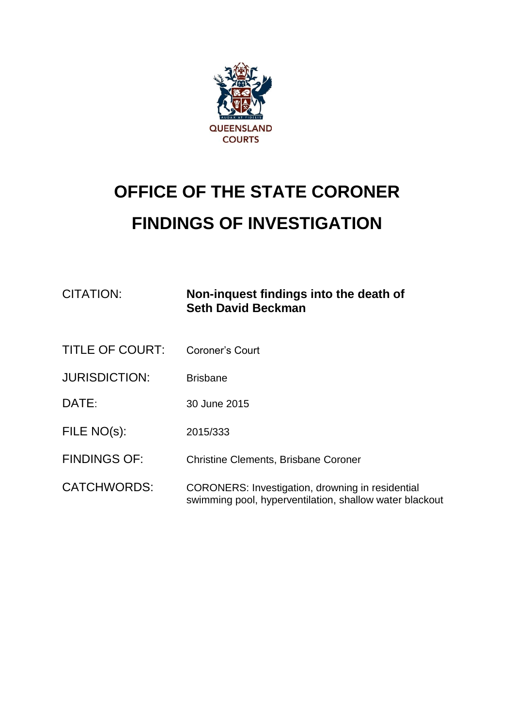QUEENSLAND COURTS

# OFFICE OF THE STATE CORONER

# FINDINGS OF INVESTIGATION

| | |
|---|---|
| CITATION: | **Non-inquest findings into the death of Seth David Beckman** |
| TITLE OF COURT: | Coroner's Court |
| JURISDICTION: | Brisbane |
| DATE: | 30 June 2015 |
| FILE NO(s): | 2015/333 |
| FINDINGS OF: | Christine Clements, Brisbane Coroner |
| CATCHWORDS: | CORONERS: Investigation, drowning in residential swimming pool, hyperventilation, shallow water blackout |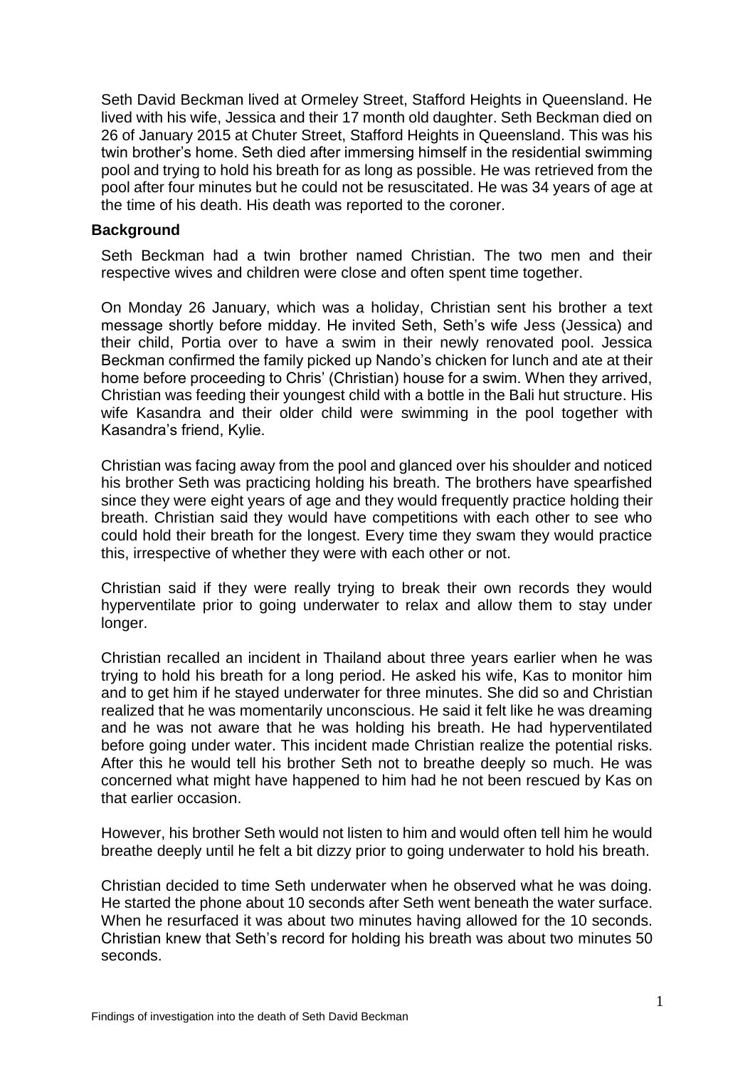Seth David Beckman lived at Ormeley Street, Stafford Heights in Queensland. He lived with his wife, Jessica and their 17 month old daughter. Seth Beckman died on 26 of January 2015 at Chuter Street, Stafford Heights in Queensland. This was his twin brother's home. Seth died after immersing himself in the residential swimming pool and trying to hold his breath for as long as possible. He was retrieved from the pool after four minutes but he could not be resuscitated. He was 34 years of age at the time of his death. His death was reported to the coroner.

## Background

Seth Beckman had a twin brother named Christian. The two men and their respective wives and children were close and often spent time together.

On Monday 26 January, which was a holiday, Christian sent his brother a text message shortly before midday. He invited Seth, Seth's wife Jess (Jessica) and their child, Portia over to have a swim in their newly renovated pool. Jessica Beckman confirmed the family picked up Nando's chicken for lunch and ate at their home before proceeding to Chris' (Christian) house for a swim. When they arrived, Christian was feeding their youngest child with a bottle in the Bali hut structure. His wife Kasandra and their older child were swimming in the pool together with Kasandra's friend, Kylie.

Christian was facing away from the pool and glanced over his shoulder and noticed his brother Seth was practicing holding his breath. The brothers have spearfished since they were eight years of age and they would frequently practice holding their breath. Christian said they would have competitions with each other to see who could hold their breath for the longest. Every time they swam they would practice this, irrespective of whether they were with each other or not.

Christian said if they were really trying to break their own records they would hyperventilate prior to going underwater to relax and allow them to stay under longer.

Christian recalled an incident in Thailand about three years earlier when he was trying to hold his breath for a long period. He asked his wife, Kas to monitor him and to get him if he stayed underwater for three minutes. She did so and Christian realized that he was momentarily unconscious. He said it felt like he was dreaming and he was not aware that he was holding his breath. He had hyperventilated before going under water. This incident made Christian realize the potential risks. After this he would tell his brother Seth not to breathe deeply so much. He was concerned what might have happened to him had he not been rescued by Kas on that earlier occasion.

However, his brother Seth would not listen to him and would often tell him he would breathe deeply until he felt a bit dizzy prior to going underwater to hold his breath.

Christian decided to time Seth underwater when he observed what he was doing. He started the phone about 10 seconds after Seth went beneath the water surface. When he resurfaced it was about two minutes having allowed for the 10 seconds. Christian knew that Seth's record for holding his breath was about two minutes 50 seconds.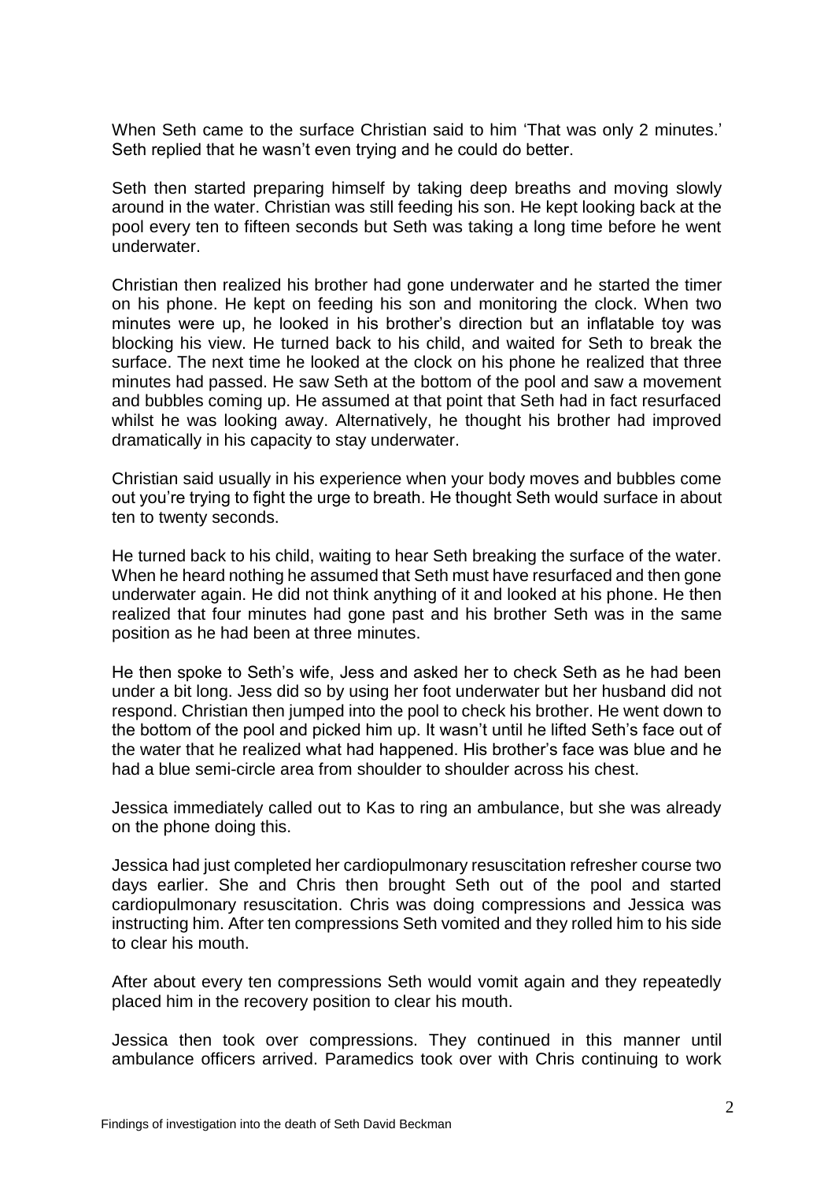When Seth came to the surface Christian said to him 'That was only 2 minutes.' Seth replied that he wasn't even trying and he could do better.

Seth then started preparing himself by taking deep breaths and moving slowly around in the water. Christian was still feeding his son. He kept looking back at the pool every ten to fifteen seconds but Seth was taking a long time before he went underwater.

Christian then realized his brother had gone underwater and he started the timer on his phone. He kept on feeding his son and monitoring the clock. When two minutes were up, he looked in his brother's direction but an inflatable toy was blocking his view. He turned back to his child, and waited for Seth to break the surface. The next time he looked at the clock on his phone he realized that three minutes had passed. He saw Seth at the bottom of the pool and saw a movement and bubbles coming up. He assumed at that point that Seth had in fact resurfaced whilst he was looking away. Alternatively, he thought his brother had improved dramatically in his capacity to stay underwater.

Christian said usually in his experience when your body moves and bubbles come out you're trying to fight the urge to breath. He thought Seth would surface in about ten to twenty seconds.

He turned back to his child, waiting to hear Seth breaking the surface of the water. When he heard nothing he assumed that Seth must have resurfaced and then gone underwater again. He did not think anything of it and looked at his phone. He then realized that four minutes had gone past and his brother Seth was in the same position as he had been at three minutes.

He then spoke to Seth's wife, Jess and asked her to check Seth as he had been under a bit long. Jess did so by using her foot underwater but her husband did not respond. Christian then jumped into the pool to check his brother. He went down to the bottom of the pool and picked him up. It wasn't until he lifted Seth's face out of the water that he realized what had happened. His brother's face was blue and he had a blue semi-circle area from shoulder to shoulder across his chest.

Jessica immediately called out to Kas to ring an ambulance, but she was already on the phone doing this.

Jessica had just completed her cardiopulmonary resuscitation refresher course two days earlier. She and Chris then brought Seth out of the pool and started cardiopulmonary resuscitation. Chris was doing compressions and Jessica was instructing him. After ten compressions Seth vomited and they rolled him to his side to clear his mouth.

After about every ten compressions Seth would vomit again and they repeatedly placed him in the recovery position to clear his mouth.

Jessica then took over compressions. They continued in this manner until ambulance officers arrived. Paramedics took over with Chris continuing to work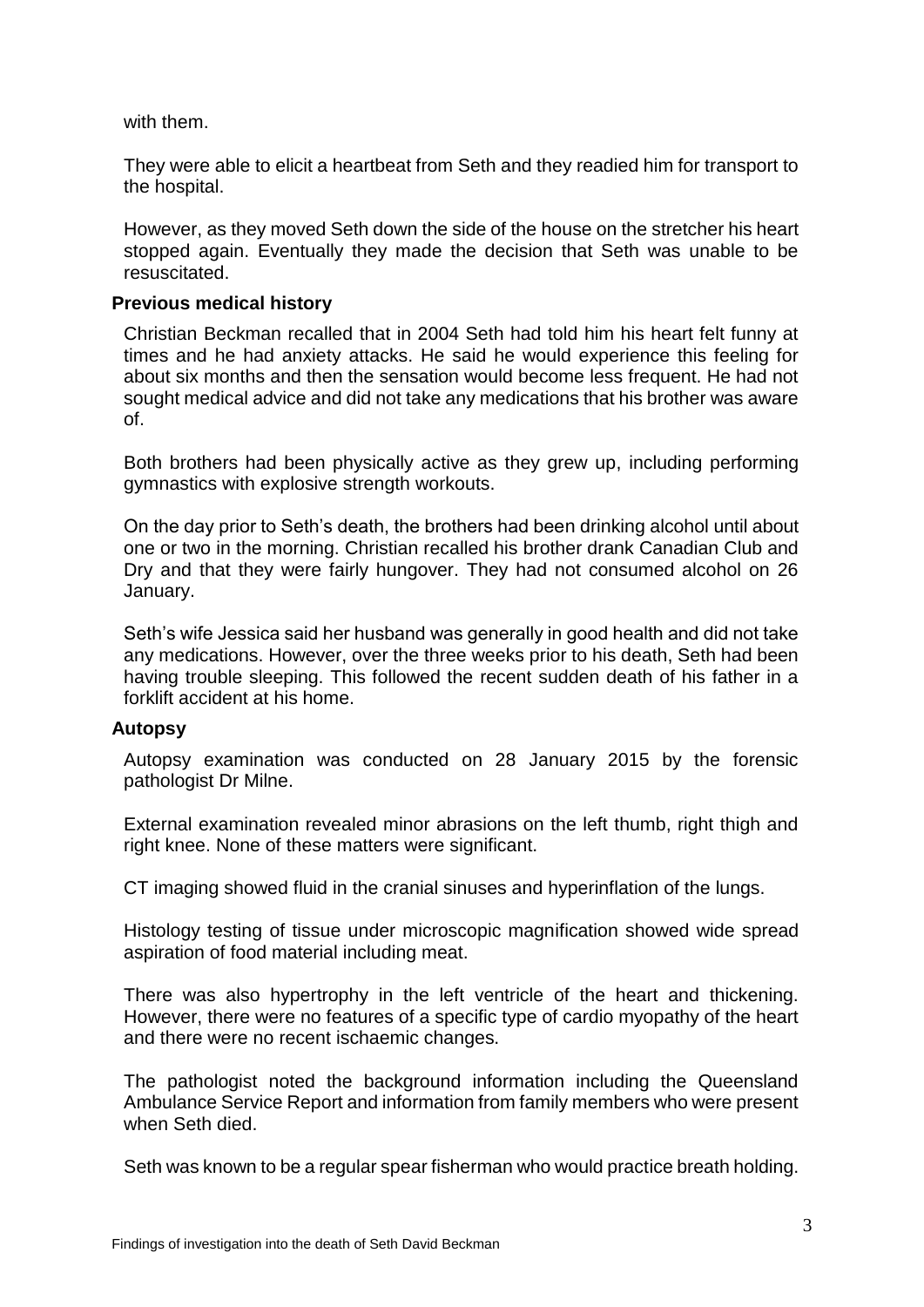with them.

They were able to elicit a heartbeat from Seth and they readied him for transport to the hospital.

However, as they moved Seth down the side of the house on the stretcher his heart stopped again. Eventually they made the decision that Seth was unable to be resuscitated.

### Previous medical history

Christian Beckman recalled that in 2004 Seth had told him his heart felt funny at times and he had anxiety attacks. He said he would experience this feeling for about six months and then the sensation would become less frequent. He had not sought medical advice and did not take any medications that his brother was aware of.

Both brothers had been physically active as they grew up, including performing gymnastics with explosive strength workouts.

On the day prior to Seth's death, the brothers had been drinking alcohol until about one or two in the morning. Christian recalled his brother drank Canadian Club and Dry and that they were fairly hungover. They had not consumed alcohol on 26 January.

Seth's wife Jessica said her husband was generally in good health and did not take any medications. However, over the three weeks prior to his death, Seth had been having trouble sleeping. This followed the recent sudden death of his father in a forklift accident at his home.

### Autopsy

Autopsy examination was conducted on 28 January 2015 by the forensic pathologist Dr Milne.

External examination revealed minor abrasions on the left thumb, right thigh and right knee. None of these matters were significant.

CT imaging showed fluid in the cranial sinuses and hyperinflation of the lungs.

Histology testing of tissue under microscopic magnification showed wide spread aspiration of food material including meat.

There was also hypertrophy in the left ventricle of the heart and thickening. However, there were no features of a specific type of cardio myopathy of the heart and there were no recent ischaemic changes.

The pathologist noted the background information including the Queensland Ambulance Service Report and information from family members who were present when Seth died.

Seth was known to be a regular spear fisherman who would practice breath holding.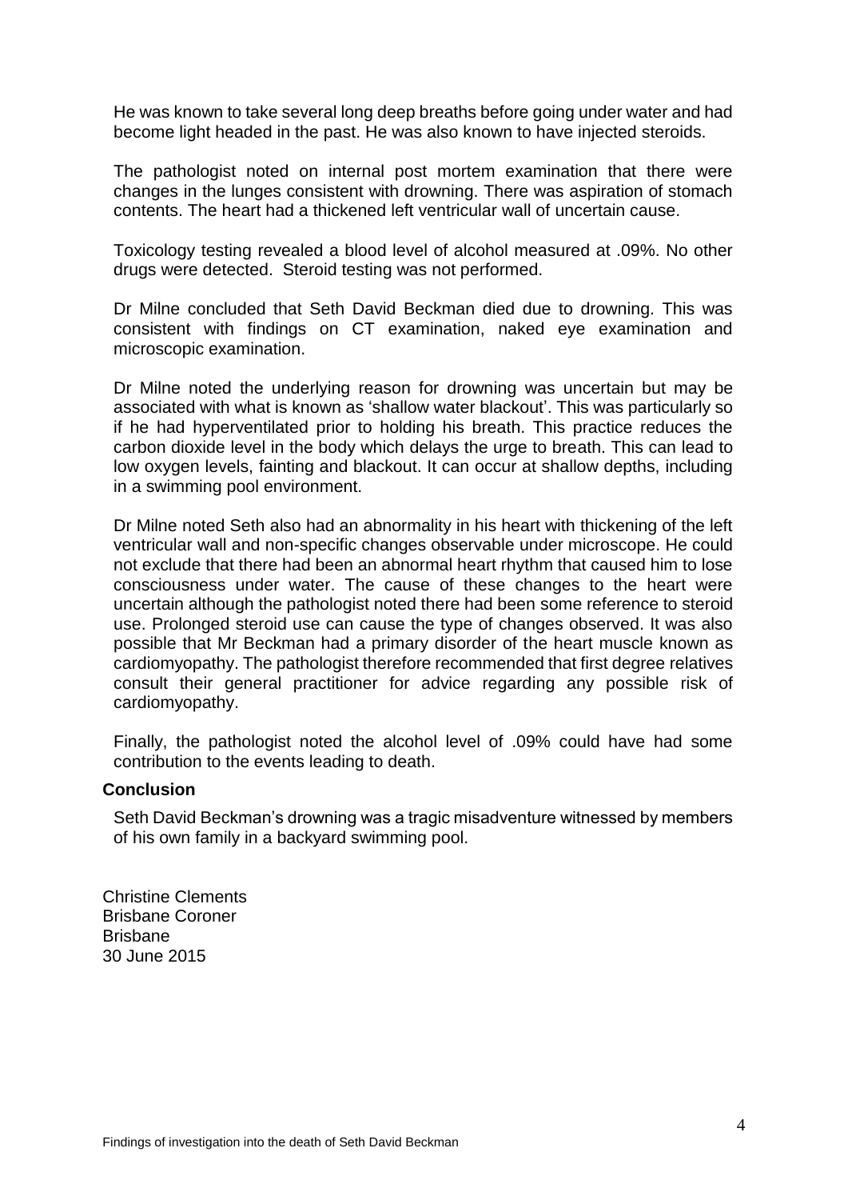He was known to take several long deep breaths before going under water and had become light headed in the past. He was also known to have injected steroids.

The pathologist noted on internal post mortem examination that there were changes in the lunges consistent with drowning. There was aspiration of stomach contents. The heart had a thickened left ventricular wall of uncertain cause.

Toxicology testing revealed a blood level of alcohol measured at .09%. No other drugs were detected. Steroid testing was not performed.

Dr Milne concluded that Seth David Beckman died due to drowning. This was consistent with findings on CT examination, naked eye examination and microscopic examination.

Dr Milne noted the underlying reason for drowning was uncertain but may be associated with what is known as 'shallow water blackout'. This was particularly so if he had hyperventilated prior to holding his breath. This practice reduces the carbon dioxide level in the body which delays the urge to breath. This can lead to low oxygen levels, fainting and blackout. It can occur at shallow depths, including in a swimming pool environment.

Dr Milne noted Seth also had an abnormality in his heart with thickening of the left ventricular wall and non-specific changes observable under microscope. He could not exclude that there had been an abnormal heart rhythm that caused him to lose consciousness under water. The cause of these changes to the heart were uncertain although the pathologist noted there had been some reference to steroid use. Prolonged steroid use can cause the type of changes observed. It was also possible that Mr Beckman had a primary disorder of the heart muscle known as cardiomyopathy. The pathologist therefore recommended that first degree relatives consult their general practitioner for advice regarding any possible risk of cardiomyopathy.

Finally, the pathologist noted the alcohol level of .09% could have had some contribution to the events leading to death.

## Conclusion

Seth David Beckman's drowning was a tragic misadventure witnessed by members of his own family in a backyard swimming pool.

Christine Clements
Brisbane Coroner
Brisbane
30 June 2015